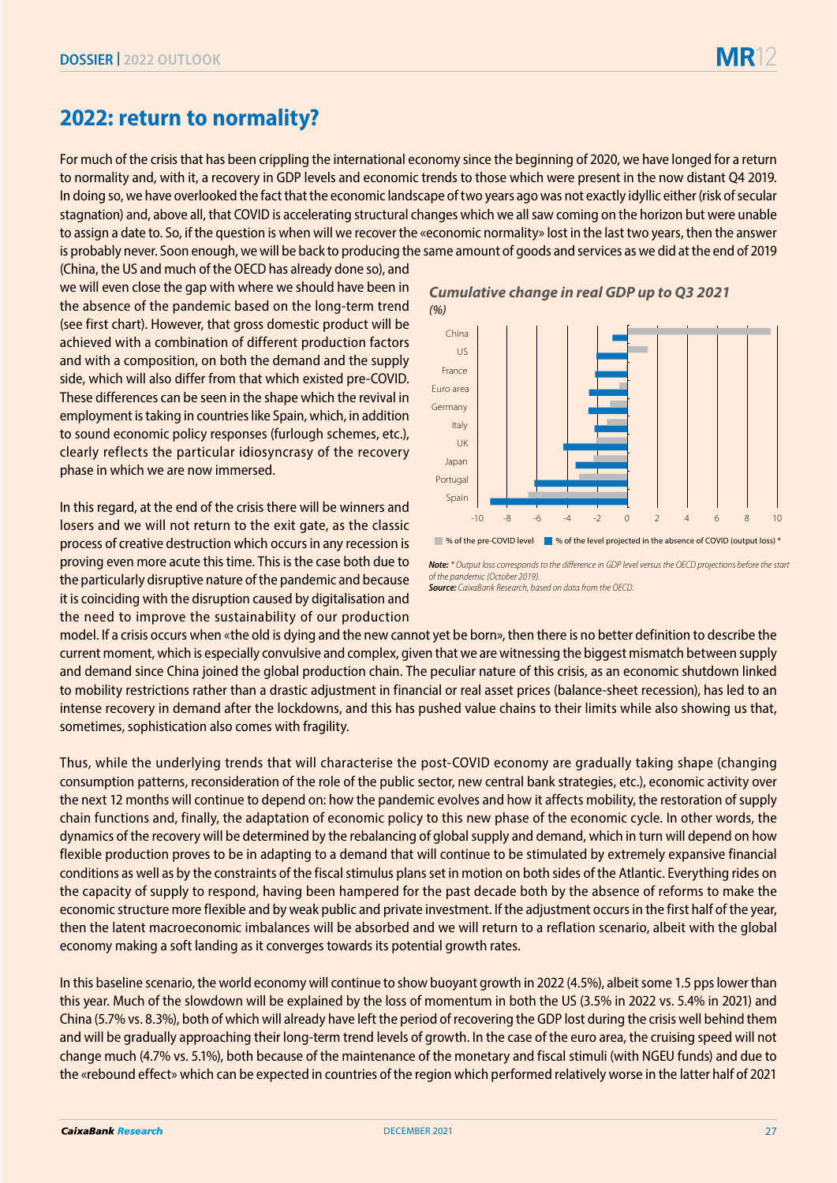# 2022: return to normality?

For much of the crisis that has been crippling the international economy since the beginning of 2020, we have longed for a return to normality and, with it, a recovery in GDP levels and economic trends to those which were present in the now distant Q4 2019. In doing so, we have overlooked the fact that the economic landscape of two years ago was not exactly idyllic either (risk of secular stagnation) and, above all, that COVID is accelerating structural changes which we all saw coming on the horizon but were unable to assign a date to. So, if the question is when will we recover the «economic normality» lost in the last two years, then the answer is probably never. Soon enough, we will be back to producing the same amount of goods and services as we did at the end of 2019 (China, the US and much of the OECD has already done so), and we will even close the gap with where we should have been in the absence of the pandemic based on the long-term trend (see first chart). However, that gross domestic product will be achieved with a combination of different production factors and with a composition, on both the demand and the supply side, which will also differ from that which existed pre-COVID. These differences can be seen in the shape which the revival in employment is taking in countries like Spain, which, in addition to sound economic policy responses (furlough schemes, etc.), clearly reflects the particular idiosyncrasy of the recovery phase in which we are now immersed.

**Cumulative change in real GDP up to Q3 2021**
*(%)*

Legend: % of the pre-COVID level; % of the level projected in the absence of COVID (output loss) *

Countries: China, US, France, Euro area, Germany, Italy, UK, Japan, Portugal, Spain

*Note: \* Output loss corresponds to the difference in GDP level versus the OECD projections before the start of the pandemic (October 2019).*
*Source: CaixaBank Research, based on data from the OECD.*

In this regard, at the end of the crisis there will be winners and losers and we will not return to the exit gate, as the classic process of creative destruction which occurs in any recession is proving even more acute this time. This is the case both due to the particularly disruptive nature of the pandemic and because it is coinciding with the disruption caused by digitalisation and the need to improve the sustainability of our production model. If a crisis occurs when «the old is dying and the new cannot yet be born», then there is no better definition to describe the current moment, which is especially convulsive and complex, given that we are witnessing the biggest mismatch between supply and demand since China joined the global production chain. The peculiar nature of this crisis, as an economic shutdown linked to mobility restrictions rather than a drastic adjustment in financial or real asset prices (balance-sheet recession), has led to an intense recovery in demand after the lockdowns, and this has pushed value chains to their limits while also showing us that, sometimes, sophistication also comes with fragility.

Thus, while the underlying trends that will characterise the post-COVID economy are gradually taking shape (changing consumption patterns, reconsideration of the role of the public sector, new central bank strategies, etc.), economic activity over the next 12 months will continue to depend on: how the pandemic evolves and how it affects mobility, the restoration of supply chain functions and, finally, the adaptation of economic policy to this new phase of the economic cycle. In other words, the dynamics of the recovery will be determined by the rebalancing of global supply and demand, which in turn will depend on how flexible production proves to be in adapting to a demand that will continue to be stimulated by extremely expansive financial conditions as well as by the constraints of the fiscal stimulus plans set in motion on both sides of the Atlantic. Everything rides on the capacity of supply to respond, having been hampered for the past decade both by the absence of reforms to make the economic structure more flexible and by weak public and private investment. If the adjustment occurs in the first half of the year, then the latent macroeconomic imbalances will be absorbed and we will return to a reflation scenario, albeit with the global economy making a soft landing as it converges towards its potential growth rates.

In this baseline scenario, the world economy will continue to show buoyant growth in 2022 (4.5%), albeit some 1.5 pps lower than this year. Much of the slowdown will be explained by the loss of momentum in both the US (3.5% in 2022 vs. 5.4% in 2021) and China (5.7% vs. 8.3%), both of which will already have left the period of recovering the GDP lost during the crisis well behind them and will be gradually approaching their long-term trend levels of growth. In the case of the euro area, the cruising speed will not change much (4.7% vs. 5.1%), both because of the maintenance of the monetary and fiscal stimuli (with NGEU funds) and due to the «rebound effect» which can be expected in countries of the region which performed relatively worse in the latter half of 2021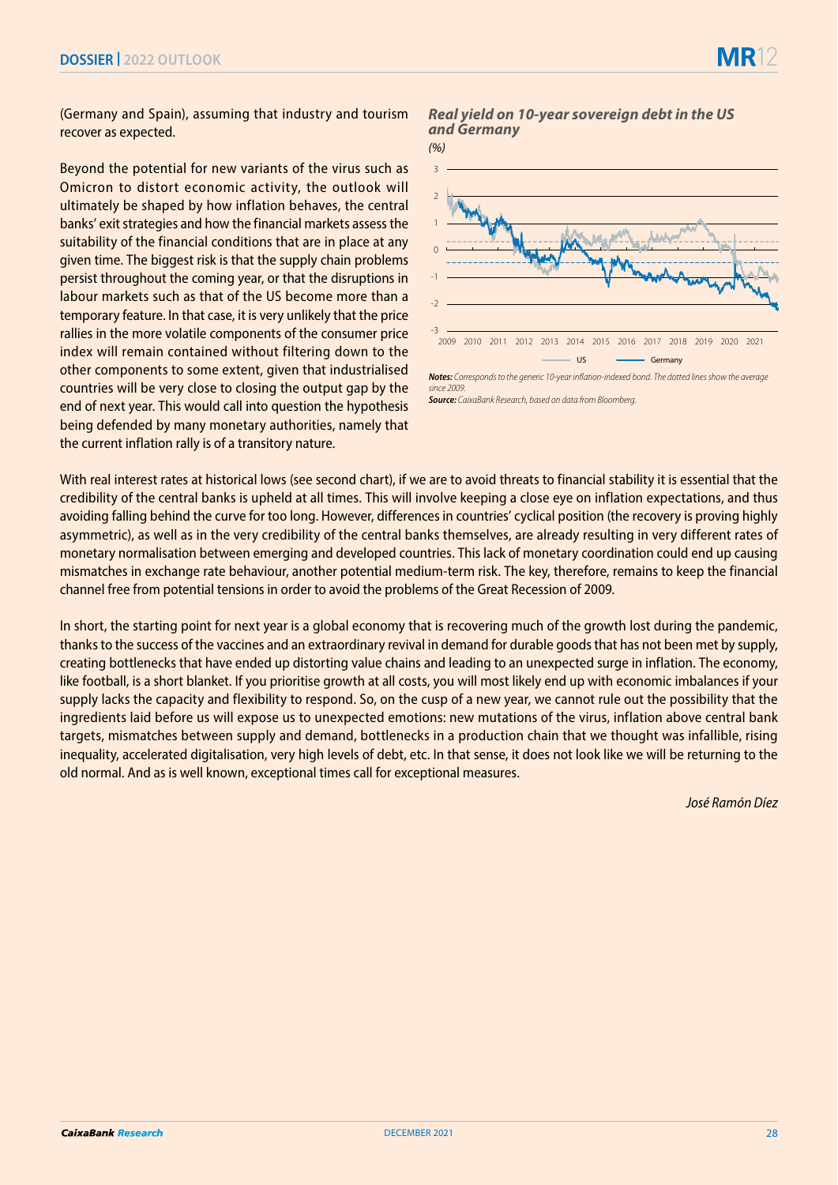(Germany and Spain), assuming that industry and tourism recover as expected.

Beyond the potential for new variants of the virus such as Omicron to distort economic activity, the outlook will ultimately be shaped by how inflation behaves, the central banks' exit strategies and how the financial markets assess the suitability of the financial conditions that are in place at any given time. The biggest risk is that the supply chain problems persist throughout the coming year, or that the disruptions in labour markets such as that of the US become more than a temporary feature. In that case, it is very unlikely that the price rallies in the more volatile components of the consumer price index will remain contained without filtering down to the other components to some extent, given that industrialised countries will be very close to closing the output gap by the end of next year. This would call into question the hypothesis being defended by many monetary authorities, namely that the current inflation rally is of a transitory nature.

***Real yield on 10-year sovereign debt in the US and Germany***

*(%)*

3
2
1
0
-1
-2
-3

2009 2010 2011 2012 2013 2014 2015 2016 2017 2018 2019 2020 2021

US
Germany

***Notes:*** *Corresponds to the generic 10-year inflation-indexed bond. The dotted lines show the average since 2009.*
***Source:*** *CaixaBank Research, based on data from Bloomberg.*

With real interest rates at historical lows (see second chart), if we are to avoid threats to financial stability it is essential that the credibility of the central banks is upheld at all times. This will involve keeping a close eye on inflation expectations, and thus avoiding falling behind the curve for too long. However, differences in countries' cyclical position (the recovery is proving highly asymmetric), as well as in the very credibility of the central banks themselves, are already resulting in very different rates of monetary normalisation between emerging and developed countries. This lack of monetary coordination could end up causing mismatches in exchange rate behaviour, another potential medium-term risk. The key, therefore, remains to keep the financial channel free from potential tensions in order to avoid the problems of the Great Recession of 2009.

In short, the starting point for next year is a global economy that is recovering much of the growth lost during the pandemic, thanks to the success of the vaccines and an extraordinary revival in demand for durable goods that has not been met by supply, creating bottlenecks that have ended up distorting value chains and leading to an unexpected surge in inflation. The economy, like football, is a short blanket. If you prioritise growth at all costs, you will most likely end up with economic imbalances if your supply lacks the capacity and flexibility to respond. So, on the cusp of a new year, we cannot rule out the possibility that the ingredients laid before us will expose us to unexpected emotions: new mutations of the virus, inflation above central bank targets, mismatches between supply and demand, bottlenecks in a production chain that we thought was infallible, rising inequality, accelerated digitalisation, very high levels of debt, etc. In that sense, it does not look like we will be returning to the old normal. And as is well known, exceptional times call for exceptional measures.

*José Ramón Díez*